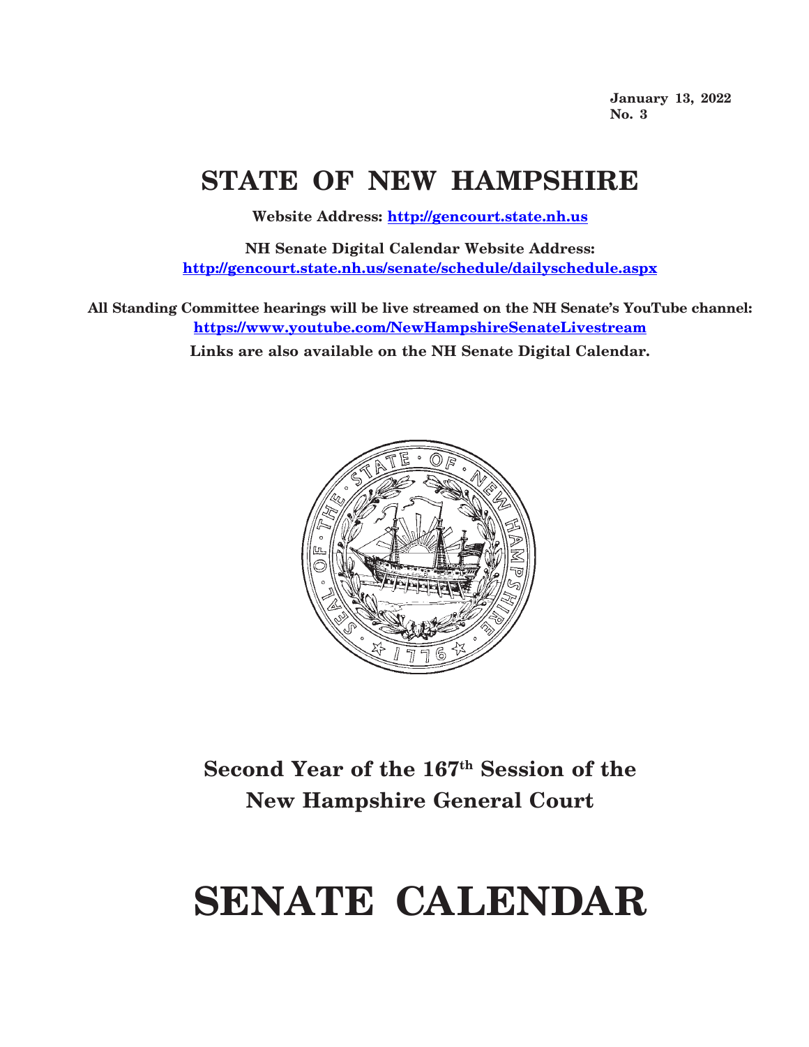**January 13, 2022**
**No. 3**

# STATE OF NEW HAMPSHIRE

**Website Address: [http://gencourt.state.nh.us](http://gencourt.state.nh.us)**

**NH Senate Digital Calendar Website Address:**
**[http://gencourt.state.nh.us/senate/schedule/dailyschedule.aspx](http://gencourt.state.nh.us/senate/schedule/dailyschedule.aspx)**

**All Standing Committee hearings will be live streamed on the NH Senate's YouTube channel:**
**[https://www.youtube.com/NewHampshireSenateLivestream](https://www.youtube.com/NewHampshireSenateLivestream)**
**Links are also available on the NH Senate Digital Calendar.**

## Second Year of the 167th Session of the New Hampshire General Court

# SENATE CALENDAR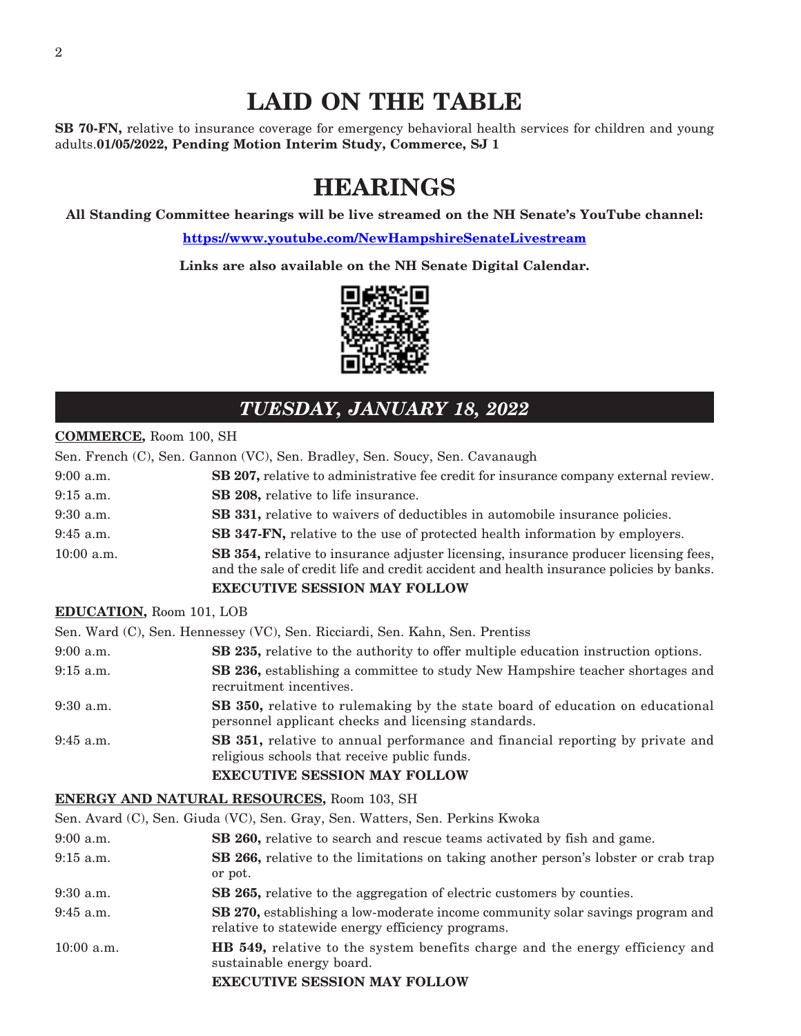# LAID ON THE TABLE

**SB 70-FN,** relative to insurance coverage for emergency behavioral health services for children and young adults.**01/05/2022, Pending Motion Interim Study, Commerce, SJ 1**

# HEARINGS

**All Standing Committee hearings will be live streamed on the NH Senate's YouTube channel:**

**https://www.youtube.com/NewHampshireSenateLivestream**

**Links are also available on the NH Senate Digital Calendar.**

## *TUESDAY, JANUARY 18, 2022*

**COMMERCE,** Room 100, SH

Sen. French (C), Sen. Gannon (VC), Sen. Bradley, Sen. Soucy, Sen. Cavanaugh

| | |
|---|---|
| 9:00 a.m. | **SB 207,** relative to administrative fee credit for insurance company external review. |
| 9:15 a.m. | **SB 208,** relative to life insurance. |
| 9:30 a.m. | **SB 331,** relative to waivers of deductibles in automobile insurance policies. |
| 9:45 a.m. | **SB 347-FN,** relative to the use of protected health information by employers. |
| 10:00 a.m. | **SB 354,** relative to insurance adjuster licensing, insurance producer licensing fees, and the sale of credit life and credit accident and health insurance policies by banks. |

**EXECUTIVE SESSION MAY FOLLOW**

**EDUCATION,** Room 101, LOB

Sen. Ward (C), Sen. Hennessey (VC), Sen. Ricciardi, Sen. Kahn, Sen. Prentiss

| | |
|---|---|
| 9:00 a.m. | **SB 235,** relative to the authority to offer multiple education instruction options. |
| 9:15 a.m. | **SB 236,** establishing a committee to study New Hampshire teacher shortages and recruitment incentives. |
| 9:30 a.m. | **SB 350,** relative to rulemaking by the state board of education on educational personnel applicant checks and licensing standards. |
| 9:45 a.m. | **SB 351,** relative to annual performance and financial reporting by private and religious schools that receive public funds. |

**EXECUTIVE SESSION MAY FOLLOW**

**ENERGY AND NATURAL RESOURCES,** Room 103, SH

Sen. Avard (C), Sen. Giuda (VC), Sen. Gray, Sen. Watters, Sen. Perkins Kwoka

| | |
|---|---|
| 9:00 a.m. | **SB 260,** relative to search and rescue teams activated by fish and game. |
| 9:15 a.m. | **SB 266,** relative to the limitations on taking another person's lobster or crab trap or pot. |
| 9:30 a.m. | **SB 265,** relative to the aggregation of electric customers by counties. |
| 9:45 a.m. | **SB 270,** establishing a low-moderate income community solar savings program and relative to statewide energy efficiency programs. |
| 10:00 a.m. | **HB 549,** relative to the system benefits charge and the energy efficiency and sustainable energy board. |

**EXECUTIVE SESSION MAY FOLLOW**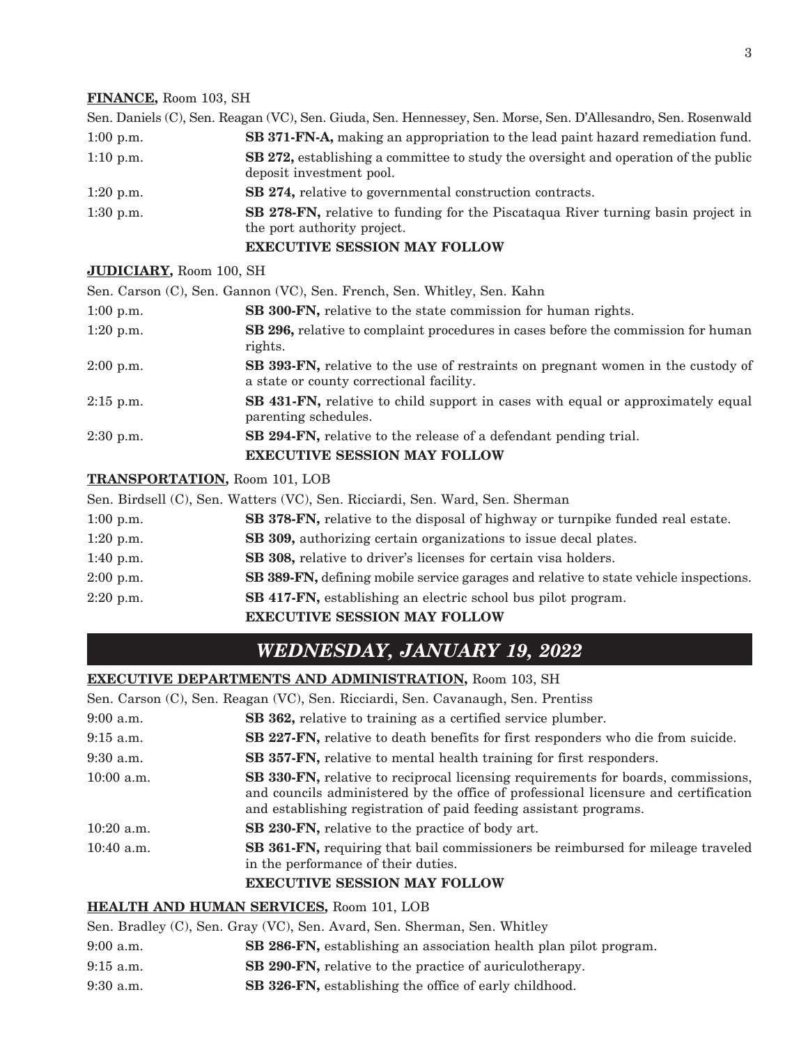**FINANCE,** Room 103, SH

Sen. Daniels (C), Sen. Reagan (VC), Sen. Giuda, Sen. Hennessey, Sen. Morse, Sen. D'Allesandro, Sen. Rosenwald

| | |
|---|---|
| 1:00 p.m. | **SB 371-FN-A,** making an appropriation to the lead paint hazard remediation fund. |
| 1:10 p.m. | **SB 272,** establishing a committee to study the oversight and operation of the public deposit investment pool. |
| 1:20 p.m. | **SB 274,** relative to governmental construction contracts. |
| 1:30 p.m. | **SB 278-FN,** relative to funding for the Piscataqua River turning basin project in the port authority project. |

**EXECUTIVE SESSION MAY FOLLOW**

**JUDICIARY,** Room 100, SH

Sen. Carson (C), Sen. Gannon (VC), Sen. French, Sen. Whitley, Sen. Kahn

| | |
|---|---|
| 1:00 p.m. | **SB 300-FN,** relative to the state commission for human rights. |
| 1:20 p.m. | **SB 296,** relative to complaint procedures in cases before the commission for human rights. |
| 2:00 p.m. | **SB 393-FN,** relative to the use of restraints on pregnant women in the custody of a state or county correctional facility. |
| 2:15 p.m. | **SB 431-FN,** relative to child support in cases with equal or approximately equal parenting schedules. |
| 2:30 p.m. | **SB 294-FN,** relative to the release of a defendant pending trial. |

**EXECUTIVE SESSION MAY FOLLOW**

**TRANSPORTATION,** Room 101, LOB

Sen. Birdsell (C), Sen. Watters (VC), Sen. Ricciardi, Sen. Ward, Sen. Sherman

| | |
|---|---|
| 1:00 p.m. | **SB 378-FN,** relative to the disposal of highway or turnpike funded real estate. |
| 1:20 p.m. | **SB 309,** authorizing certain organizations to issue decal plates. |
| 1:40 p.m. | **SB 308,** relative to driver's licenses for certain visa holders. |
| 2:00 p.m. | **SB 389-FN,** defining mobile service garages and relative to state vehicle inspections. |
| 2:20 p.m. | **SB 417-FN,** establishing an electric school bus pilot program. |

**EXECUTIVE SESSION MAY FOLLOW**

## *WEDNESDAY, JANUARY 19, 2022*

**EXECUTIVE DEPARTMENTS AND ADMINISTRATION,** Room 103, SH

Sen. Carson (C), Sen. Reagan (VC), Sen. Ricciardi, Sen. Cavanaugh, Sen. Prentiss

| | |
|---|---|
| 9:00 a.m. | **SB 362,** relative to training as a certified service plumber. |
| 9:15 a.m. | **SB 227-FN,** relative to death benefits for first responders who die from suicide. |
| 9:30 a.m. | **SB 357-FN,** relative to mental health training for first responders. |
| 10:00 a.m. | **SB 330-FN,** relative to reciprocal licensing requirements for boards, commissions, and councils administered by the office of professional licensure and certification and establishing registration of paid feeding assistant programs. |
| 10:20 a.m. | **SB 230-FN,** relative to the practice of body art. |
| 10:40 a.m. | **SB 361-FN,** requiring that bail commissioners be reimbursed for mileage traveled in the performance of their duties. |

**EXECUTIVE SESSION MAY FOLLOW**

**HEALTH AND HUMAN SERVICES,** Room 101, LOB

Sen. Bradley (C), Sen. Gray (VC), Sen. Avard, Sen. Sherman, Sen. Whitley

| | |
|---|---|
| 9:00 a.m. | **SB 286-FN,** establishing an association health plan pilot program. |
| 9:15 a.m. | **SB 290-FN,** relative to the practice of auriculotherapy. |
| 9:30 a.m. | **SB 326-FN,** establishing the office of early childhood. |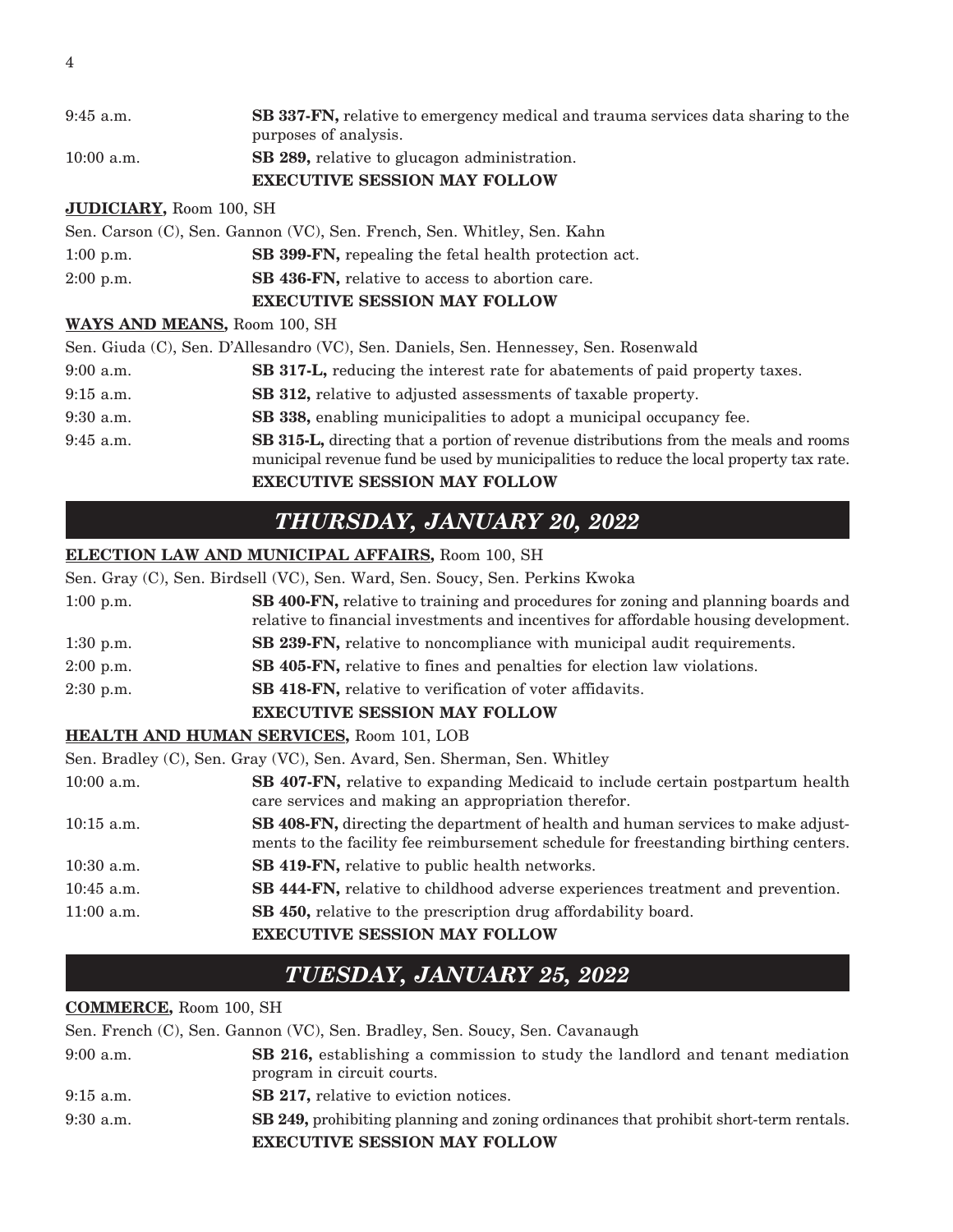| | |
|---|---|
| 9:45 a.m. | **SB 337-FN,** relative to emergency medical and trauma services data sharing to the purposes of analysis. |
| 10:00 a.m. | **SB 289,** relative to glucagon administration. |
| | **EXECUTIVE SESSION MAY FOLLOW** |

**JUDICIARY,** Room 100, SH

Sen. Carson (C), Sen. Gannon (VC), Sen. French, Sen. Whitley, Sen. Kahn

| | |
|---|---|
| 1:00 p.m. | **SB 399-FN,** repealing the fetal health protection act. |
| 2:00 p.m. | **SB 436-FN,** relative to access to abortion care. |
| | **EXECUTIVE SESSION MAY FOLLOW** |

**WAYS AND MEANS,** Room 100, SH

Sen. Giuda (C), Sen. D'Allesandro (VC), Sen. Daniels, Sen. Hennessey, Sen. Rosenwald

| | |
|---|---|
| 9:00 a.m. | **SB 317-L,** reducing the interest rate for abatements of paid property taxes. |
| 9:15 a.m. | **SB 312,** relative to adjusted assessments of taxable property. |
| 9:30 a.m. | **SB 338,** enabling municipalities to adopt a municipal occupancy fee. |
| 9:45 a.m. | **SB 315-L,** directing that a portion of revenue distributions from the meals and rooms municipal revenue fund be used by municipalities to reduce the local property tax rate. |
| | **EXECUTIVE SESSION MAY FOLLOW** |

## *THURSDAY, JANUARY 20, 2022*

**ELECTION LAW AND MUNICIPAL AFFAIRS,** Room 100, SH

Sen. Gray (C), Sen. Birdsell (VC), Sen. Ward, Sen. Soucy, Sen. Perkins Kwoka

| | |
|---|---|
| 1:00 p.m. | **SB 400-FN,** relative to training and procedures for zoning and planning boards and relative to financial investments and incentives for affordable housing development. |
| 1:30 p.m. | **SB 239-FN,** relative to noncompliance with municipal audit requirements. |
| 2:00 p.m. | **SB 405-FN,** relative to fines and penalties for election law violations. |
| 2:30 p.m. | **SB 418-FN,** relative to verification of voter affidavits. |
| | **EXECUTIVE SESSION MAY FOLLOW** |

**HEALTH AND HUMAN SERVICES,** Room 101, LOB

Sen. Bradley (C), Sen. Gray (VC), Sen. Avard, Sen. Sherman, Sen. Whitley

| | |
|---|---|
| 10:00 a.m. | **SB 407-FN,** relative to expanding Medicaid to include certain postpartum health care services and making an appropriation therefor. |
| 10:15 a.m. | **SB 408-FN,** directing the department of health and human services to make adjustments to the facility fee reimbursement schedule for freestanding birthing centers. |
| 10:30 a.m. | **SB 419-FN,** relative to public health networks. |
| 10:45 a.m. | **SB 444-FN,** relative to childhood adverse experiences treatment and prevention. |
| 11:00 a.m. | **SB 450,** relative to the prescription drug affordability board. |
| | **EXECUTIVE SESSION MAY FOLLOW** |

## *TUESDAY, JANUARY 25, 2022*

**COMMERCE,** Room 100, SH

Sen. French (C), Sen. Gannon (VC), Sen. Bradley, Sen. Soucy, Sen. Cavanaugh

| | |
|---|---|
| 9:00 a.m. | **SB 216,** establishing a commission to study the landlord and tenant mediation program in circuit courts. |
| 9:15 a.m. | **SB 217,** relative to eviction notices. |
| 9:30 a.m. | **SB 249,** prohibiting planning and zoning ordinances that prohibit short-term rentals. |
| | **EXECUTIVE SESSION MAY FOLLOW** |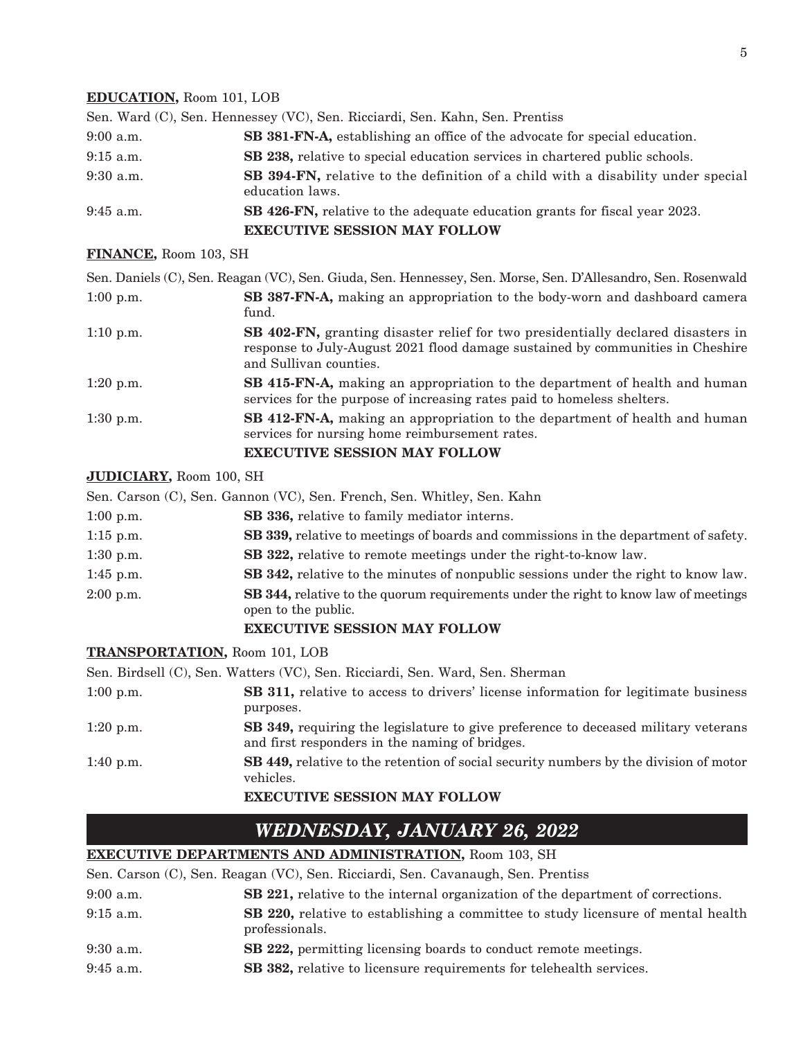**EDUCATION,** Room 101, LOB

Sen. Ward (C), Sen. Hennessey (VC), Sen. Ricciardi, Sen. Kahn, Sen. Prentiss

9:00 a.m. **SB 381-FN-A,** establishing an office of the advocate for special education.

9:15 a.m. **SB 238,** relative to special education services in chartered public schools.

9:30 a.m. **SB 394-FN,** relative to the definition of a child with a disability under special education laws.

9:45 a.m. **SB 426-FN,** relative to the adequate education grants for fiscal year 2023.

**EXECUTIVE SESSION MAY FOLLOW**

**FINANCE,** Room 103, SH

Sen. Daniels (C), Sen. Reagan (VC), Sen. Giuda, Sen. Hennessey, Sen. Morse, Sen. D'Allesandro, Sen. Rosenwald

1:00 p.m. **SB 387-FN-A,** making an appropriation to the body-worn and dashboard camera fund.

1:10 p.m. **SB 402-FN,** granting disaster relief for two presidentially declared disasters in response to July-August 2021 flood damage sustained by communities in Cheshire and Sullivan counties.

1:20 p.m. **SB 415-FN-A,** making an appropriation to the department of health and human services for the purpose of increasing rates paid to homeless shelters.

1:30 p.m. **SB 412-FN-A,** making an appropriation to the department of health and human services for nursing home reimbursement rates.

**EXECUTIVE SESSION MAY FOLLOW**

**JUDICIARY,** Room 100, SH

Sen. Carson (C), Sen. Gannon (VC), Sen. French, Sen. Whitley, Sen. Kahn

1:00 p.m. **SB 336,** relative to family mediator interns.

1:15 p.m. **SB 339,** relative to meetings of boards and commissions in the department of safety.

1:30 p.m. **SB 322,** relative to remote meetings under the right-to-know law.

1:45 p.m. **SB 342,** relative to the minutes of nonpublic sessions under the right to know law.

2:00 p.m. **SB 344,** relative to the quorum requirements under the right to know law of meetings open to the public.

**EXECUTIVE SESSION MAY FOLLOW**

**TRANSPORTATION,** Room 101, LOB

Sen. Birdsell (C), Sen. Watters (VC), Sen. Ricciardi, Sen. Ward, Sen. Sherman

1:00 p.m. **SB 311,** relative to access to drivers' license information for legitimate business purposes.

1:20 p.m. **SB 349,** requiring the legislature to give preference to deceased military veterans and first responders in the naming of bridges.

1:40 p.m. **SB 449,** relative to the retention of social security numbers by the division of motor vehicles.

**EXECUTIVE SESSION MAY FOLLOW**

## *WEDNESDAY, JANUARY 26, 2022*

**EXECUTIVE DEPARTMENTS AND ADMINISTRATION,** Room 103, SH

Sen. Carson (C), Sen. Reagan (VC), Sen. Ricciardi, Sen. Cavanaugh, Sen. Prentiss

9:00 a.m. **SB 221,** relative to the internal organization of the department of corrections.

9:15 a.m. **SB 220,** relative to establishing a committee to study licensure of mental health professionals.

9:30 a.m. **SB 222,** permitting licensing boards to conduct remote meetings.

9:45 a.m. **SB 382,** relative to licensure requirements for telehealth services.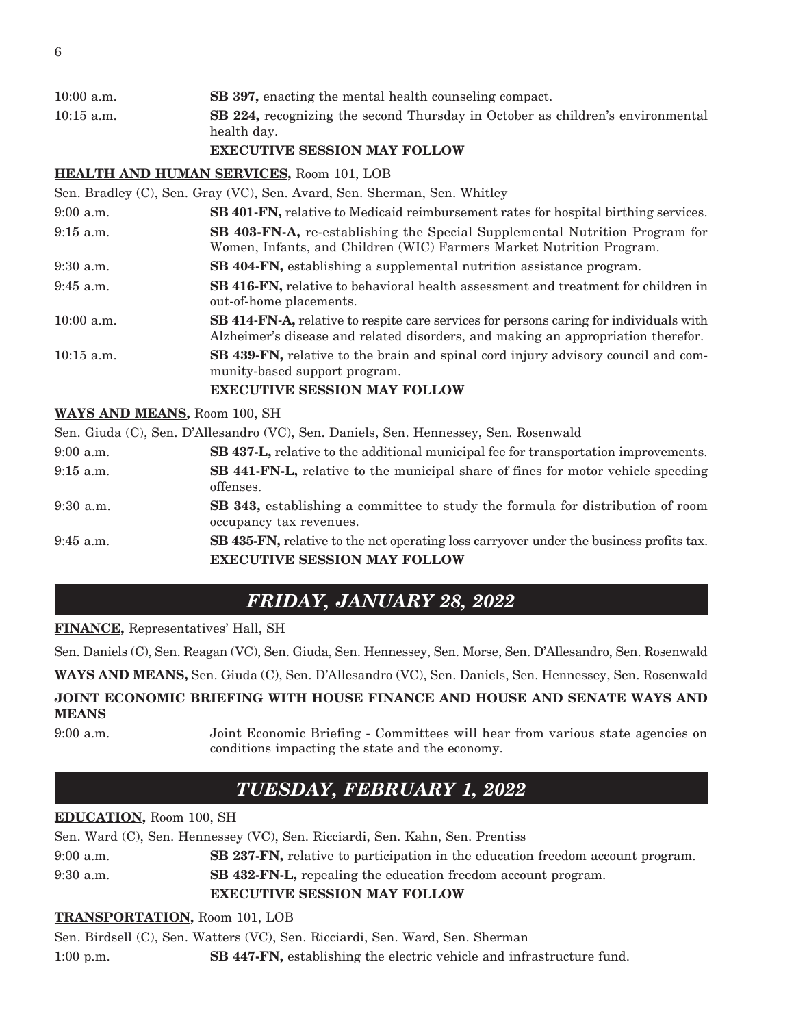10:00 a.m. **SB 397,** enacting the mental health counseling compact.

10:15 a.m. **SB 224,** recognizing the second Thursday in October as children's environmental health day.

**EXECUTIVE SESSION MAY FOLLOW**

**HEALTH AND HUMAN SERVICES,** Room 101, LOB

Sen. Bradley (C), Sen. Gray (VC), Sen. Avard, Sen. Sherman, Sen. Whitley

9:00 a.m. **SB 401-FN,** relative to Medicaid reimbursement rates for hospital birthing services.

9:15 a.m. **SB 403-FN-A,** re-establishing the Special Supplemental Nutrition Program for Women, Infants, and Children (WIC) Farmers Market Nutrition Program.

9:30 a.m. **SB 404-FN,** establishing a supplemental nutrition assistance program.

9:45 a.m. **SB 416-FN,** relative to behavioral health assessment and treatment for children in out-of-home placements.

10:00 a.m. **SB 414-FN-A,** relative to respite care services for persons caring for individuals with Alzheimer's disease and related disorders, and making an appropriation therefor.

10:15 a.m. **SB 439-FN,** relative to the brain and spinal cord injury advisory council and community-based support program.

**EXECUTIVE SESSION MAY FOLLOW**

**WAYS AND MEANS,** Room 100, SH

Sen. Giuda (C), Sen. D'Allesandro (VC), Sen. Daniels, Sen. Hennessey, Sen. Rosenwald

9:00 a.m. **SB 437-L,** relative to the additional municipal fee for transportation improvements.

9:15 a.m. **SB 441-FN-L,** relative to the municipal share of fines for motor vehicle speeding offenses.

9:30 a.m. **SB 343,** establishing a committee to study the formula for distribution of room occupancy tax revenues.

9:45 a.m. **SB 435-FN,** relative to the net operating loss carryover under the business profits tax.

**EXECUTIVE SESSION MAY FOLLOW**

## *FRIDAY, JANUARY 28, 2022*

**FINANCE,** Representatives' Hall, SH

Sen. Daniels (C), Sen. Reagan (VC), Sen. Giuda, Sen. Hennessey, Sen. Morse, Sen. D'Allesandro, Sen. Rosenwald

**WAYS AND MEANS,** Sen. Giuda (C), Sen. D'Allesandro (VC), Sen. Daniels, Sen. Hennessey, Sen. Rosenwald

**JOINT ECONOMIC BRIEFING WITH HOUSE FINANCE AND HOUSE AND SENATE WAYS AND MEANS**

9:00 a.m. Joint Economic Briefing - Committees will hear from various state agencies on conditions impacting the state and the economy.

## *TUESDAY, FEBRUARY 1, 2022*

**EDUCATION,** Room 100, SH

Sen. Ward (C), Sen. Hennessey (VC), Sen. Ricciardi, Sen. Kahn, Sen. Prentiss

9:00 a.m. **SB 237-FN,** relative to participation in the education freedom account program.

9:30 a.m. **SB 432-FN-L,** repealing the education freedom account program.

**EXECUTIVE SESSION MAY FOLLOW**

**TRANSPORTATION,** Room 101, LOB

Sen. Birdsell (C), Sen. Watters (VC), Sen. Ricciardi, Sen. Ward, Sen. Sherman

1:00 p.m. **SB 447-FN,** establishing the electric vehicle and infrastructure fund.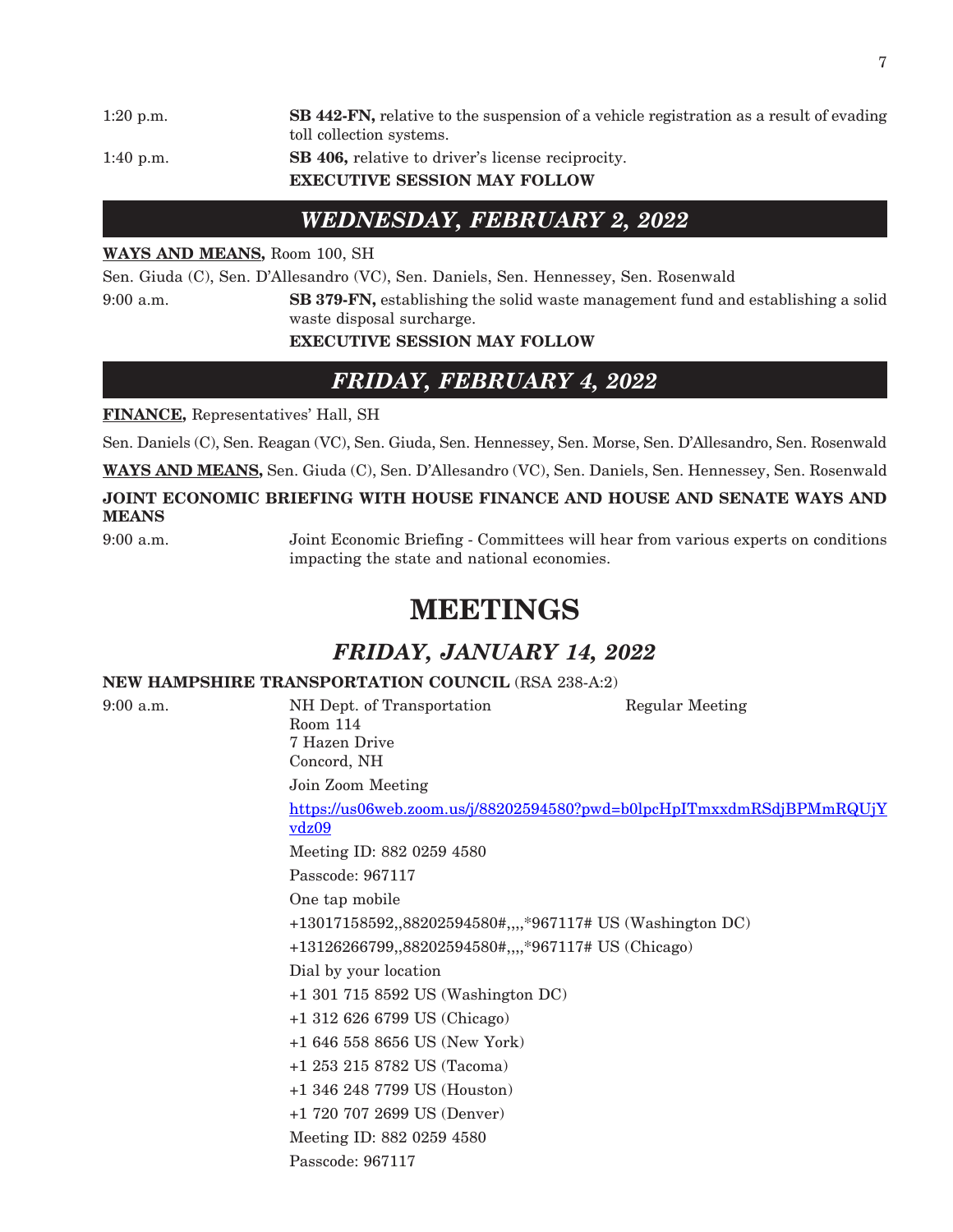1:20 p.m. **SB 442-FN,** relative to the suspension of a vehicle registration as a result of evading toll collection systems.

1:40 p.m. **SB 406,** relative to driver's license reciprocity.

**EXECUTIVE SESSION MAY FOLLOW**

## *WEDNESDAY, FEBRUARY 2, 2022*

**WAYS AND MEANS,** Room 100, SH

Sen. Giuda (C), Sen. D'Allesandro (VC), Sen. Daniels, Sen. Hennessey, Sen. Rosenwald

9:00 a.m. **SB 379-FN,** establishing the solid waste management fund and establishing a solid waste disposal surcharge.

**EXECUTIVE SESSION MAY FOLLOW**

## *FRIDAY, FEBRUARY 4, 2022*

**FINANCE,** Representatives' Hall, SH

Sen. Daniels (C), Sen. Reagan (VC), Sen. Giuda, Sen. Hennessey, Sen. Morse, Sen. D'Allesandro, Sen. Rosenwald

**WAYS AND MEANS,** Sen. Giuda (C), Sen. D'Allesandro (VC), Sen. Daniels, Sen. Hennessey, Sen. Rosenwald

**JOINT ECONOMIC BRIEFING WITH HOUSE FINANCE AND HOUSE AND SENATE WAYS AND MEANS**

9:00 a.m. Joint Economic Briefing - Committees will hear from various experts on conditions impacting the state and national economies.

# MEETINGS

## *FRIDAY, JANUARY 14, 2022*

**NEW HAMPSHIRE TRANSPORTATION COUNCIL** (RSA 238-A:2)

9:00 a.m. NH Dept. of Transportation Regular Meeting
Room 114
7 Hazen Drive
Concord, NH

Join Zoom Meeting

https://us06web.zoom.us/j/88202594580?pwd=b0lpcHpITmxxdmRSdjBPMmRQUjYvdz09

Meeting ID: 882 0259 4580

Passcode: 967117

One tap mobile

+13017158592,,88202594580#,,,,*967117# US (Washington DC)

+13126266799,,88202594580#,,,,*967117# US (Chicago)

Dial by your location

+1 301 715 8592 US (Washington DC)

+1 312 626 6799 US (Chicago)

+1 646 558 8656 US (New York)

+1 253 215 8782 US (Tacoma)

+1 346 248 7799 US (Houston)

+1 720 707 2699 US (Denver)

Meeting ID: 882 0259 4580

Passcode: 967117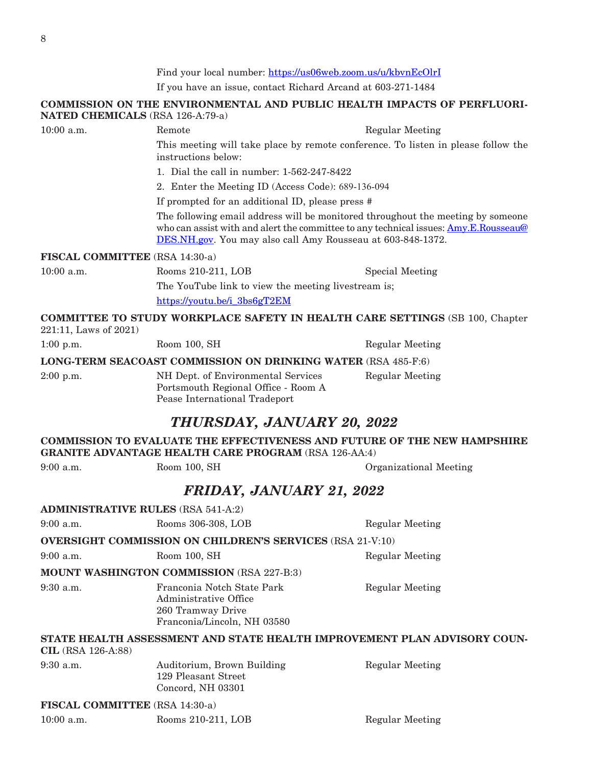Find your local number: https://us06web.zoom.us/u/kbvnEcOlrI

If you have an issue, contact Richard Arcand at 603-271-1484

**COMMISSION ON THE ENVIRONMENTAL AND PUBLIC HEALTH IMPACTS OF PERFLUORINATED CHEMICALS** (RSA 126-A:79-a)

10:00 a.m. Remote Regular Meeting

This meeting will take place by remote conference. To listen in please follow the instructions below:

1. Dial the call in number: 1-562-247-8422
2. Enter the Meeting ID (Access Code): 689-136-094

If prompted for an additional ID, please press #

The following email address will be monitored throughout the meeting by someone who can assist with and alert the committee to any technical issues: Amy.E.Rousseau@DES.NH.gov. You may also call Amy Rousseau at 603-848-1372.

**FISCAL COMMITTEE** (RSA 14:30-a)

10:00 a.m. Rooms 210-211, LOB Special Meeting

The YouTube link to view the meeting livestream is;

https://youtu.be/i_3bs6gT2EM

**COMMITTEE TO STUDY WORKPLACE SAFETY IN HEALTH CARE SETTINGS** (SB 100, Chapter 221:11, Laws of 2021)

1:00 p.m. Room 100, SH Regular Meeting

**LONG-TERM SEACOAST COMMISSION ON DRINKING WATER** (RSA 485-F:6)

2:00 p.m. NH Dept. of Environmental Services Regular Meeting
Portsmouth Regional Office - Room A
Pease International Tradeport

## *THURSDAY, JANUARY 20, 2022*

**COMMISSION TO EVALUATE THE EFFECTIVENESS AND FUTURE OF THE NEW HAMPSHIRE GRANITE ADVANTAGE HEALTH CARE PROGRAM** (RSA 126-AA:4)

9:00 a.m. Room 100, SH Organizational Meeting

## *FRIDAY, JANUARY 21, 2022*

**ADMINISTRATIVE RULES** (RSA 541-A:2)

9:00 a.m. Rooms 306-308, LOB Regular Meeting

**OVERSIGHT COMMISSION ON CHILDREN'S SERVICES** (RSA 21-V:10)

9:00 a.m. Room 100, SH Regular Meeting

**MOUNT WASHINGTON COMMISSION** (RSA 227-B:3)

9:30 a.m. Franconia Notch State Park Regular Meeting
Administrative Office
260 Tramway Drive
Franconia/Lincoln, NH 03580

**STATE HEALTH ASSESSMENT AND STATE HEALTH IMPROVEMENT PLAN ADVISORY COUNCIL** (RSA 126-A:88)

9:30 a.m. Auditorium, Brown Building Regular Meeting
129 Pleasant Street
Concord, NH 03301

**FISCAL COMMITTEE** (RSA 14:30-a)

10:00 a.m. Rooms 210-211, LOB Regular Meeting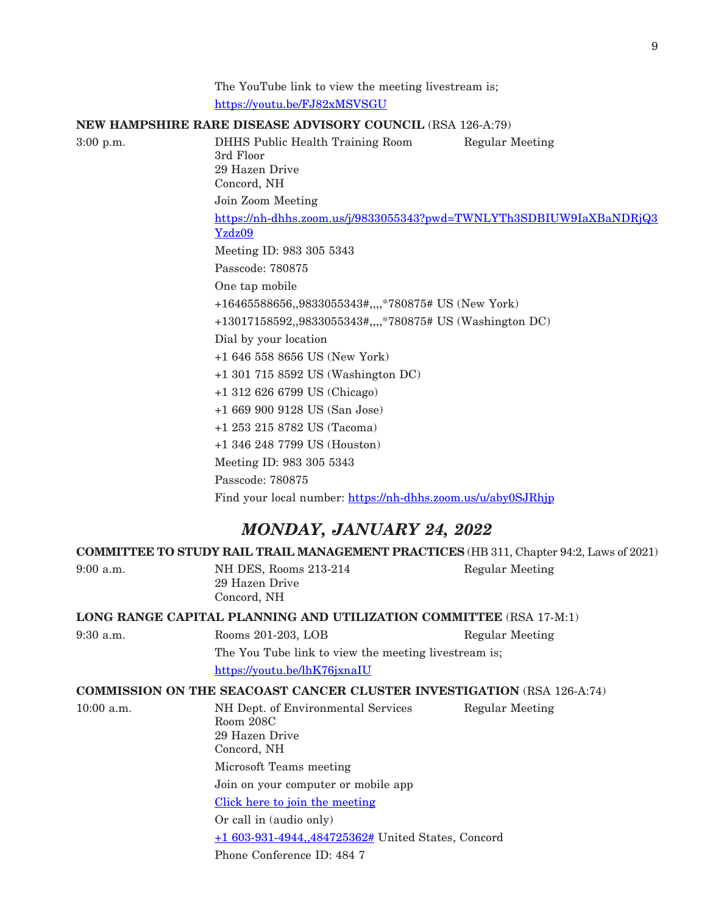The YouTube link to view the meeting livestream is;

https://youtu.be/FJ82xMSVSGU

**NEW HAMPSHIRE RARE DISEASE ADVISORY COUNCIL** (RSA 126-A:79)

3:00 p.m.    DHHS Public Health Training Room    Regular Meeting
3rd Floor
29 Hazen Drive
Concord, NH

Join Zoom Meeting

https://nh-dhhs.zoom.us/j/9833055343?pwd=TWNLYTh3SDBIUW9IaXBaNDRjQ3Yzdz09

Meeting ID: 983 305 5343

Passcode: 780875

One tap mobile

+16465588656,,9833055343#,,,,*780875# US (New York)

+13017158592,,9833055343#,,,,*780875# US (Washington DC)

Dial by your location

+1 646 558 8656 US (New York)

+1 301 715 8592 US (Washington DC)

+1 312 626 6799 US (Chicago)

+1 669 900 9128 US (San Jose)

+1 253 215 8782 US (Tacoma)

+1 346 248 7799 US (Houston)

Meeting ID: 983 305 5343

Passcode: 780875

Find your local number: https://nh-dhhs.zoom.us/u/aby0SJRhjp

## *MONDAY, JANUARY 24, 2022*

**COMMITTEE TO STUDY RAIL TRAIL MANAGEMENT PRACTICES** (HB 311, Chapter 94:2, Laws of 2021)

9:00 a.m.    NH DES, Rooms 213-214    Regular Meeting
29 Hazen Drive
Concord, NH

**LONG RANGE CAPITAL PLANNING AND UTILIZATION COMMITTEE** (RSA 17-M:1)

9:30 a.m.    Rooms 201-203, LOB    Regular Meeting

The You Tube link to view the meeting livestream is;

https://youtu.be/lhK76jxnaIU

**COMMISSION ON THE SEACOAST CANCER CLUSTER INVESTIGATION** (RSA 126-A:74)

10:00 a.m.    NH Dept. of Environmental Services    Regular Meeting
Room 208C
29 Hazen Drive
Concord, NH

Microsoft Teams meeting

Join on your computer or mobile app

Click here to join the meeting

Or call in (audio only)

+1 603-931-4944,,484725362# United States, Concord

Phone Conference ID: 484 7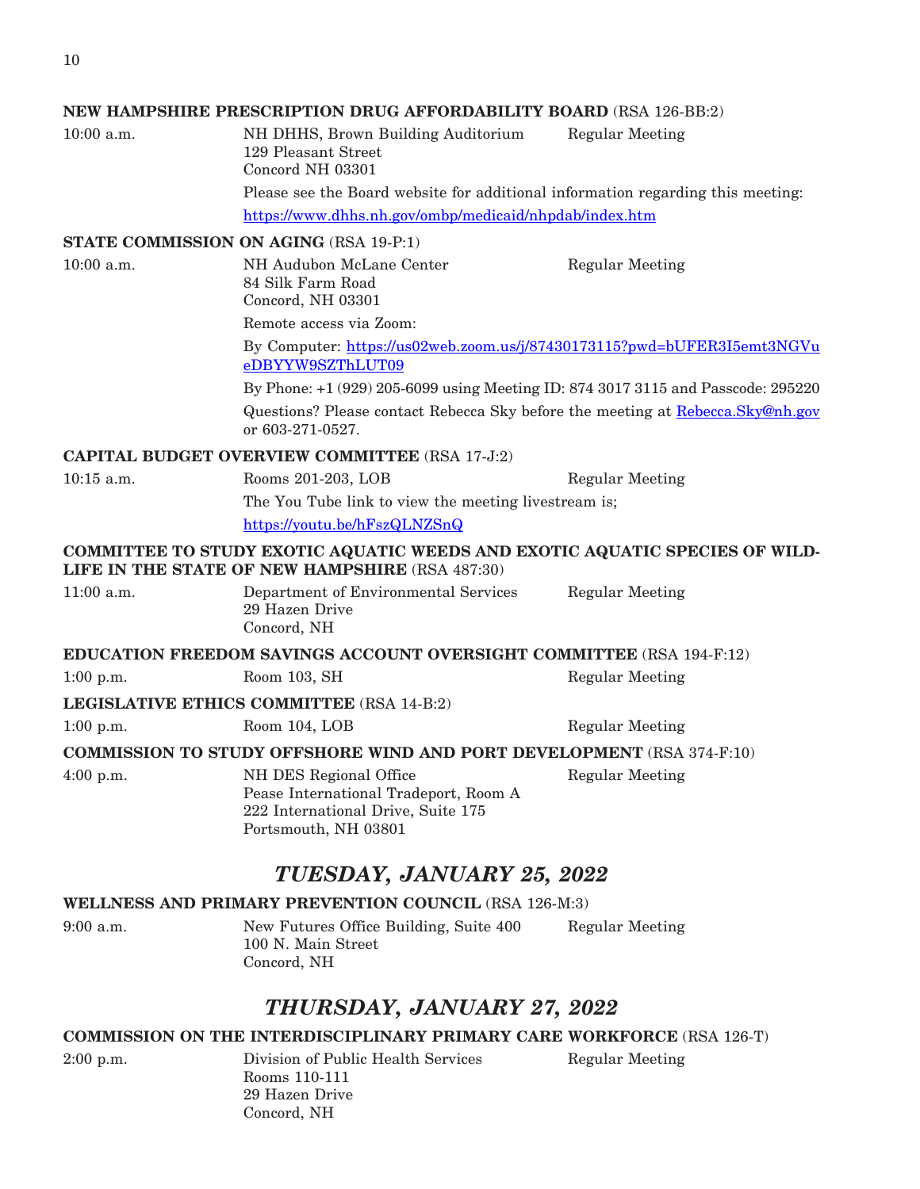**NEW HAMPSHIRE PRESCRIPTION DRUG AFFORDABILITY BOARD** (RSA 126-BB:2)

10:00 a.m. NH DHHS, Brown Building Auditorium Regular Meeting
129 Pleasant Street
Concord NH 03301

Please see the Board website for additional information regarding this meeting:
https://www.dhhs.nh.gov/ombp/medicaid/nhpdab/index.htm

**STATE COMMISSION ON AGING** (RSA 19-P:1)

10:00 a.m. NH Audubon McLane Center Regular Meeting
84 Silk Farm Road
Concord, NH 03301

Remote access via Zoom:

By Computer: https://us02web.zoom.us/j/87430173115?pwd=bUFER3I5emt3NGVueDBYYW9SZThLUT09

By Phone: +1 (929) 205-6099 using Meeting ID: 874 3017 3115 and Passcode: 295220

Questions? Please contact Rebecca Sky before the meeting at Rebecca.Sky@nh.gov or 603-271-0527.

**CAPITAL BUDGET OVERVIEW COMMITTEE** (RSA 17-J:2)

10:15 a.m. Rooms 201-203, LOB Regular Meeting

The You Tube link to view the meeting livestream is;
https://youtu.be/hFszQLNZSnQ

**COMMITTEE TO STUDY EXOTIC AQUATIC WEEDS AND EXOTIC AQUATIC SPECIES OF WILDLIFE IN THE STATE OF NEW HAMPSHIRE** (RSA 487:30)

11:00 a.m. Department of Environmental Services Regular Meeting
29 Hazen Drive
Concord, NH

**EDUCATION FREEDOM SAVINGS ACCOUNT OVERSIGHT COMMITTEE** (RSA 194-F:12)

1:00 p.m. Room 103, SH Regular Meeting

**LEGISLATIVE ETHICS COMMITTEE** (RSA 14-B:2)

1:00 p.m. Room 104, LOB Regular Meeting

**COMMISSION TO STUDY OFFSHORE WIND AND PORT DEVELOPMENT** (RSA 374-F:10)

4:00 p.m. NH DES Regional Office Regular Meeting
Pease International Tradeport, Room A
222 International Drive, Suite 175
Portsmouth, NH 03801

## *TUESDAY, JANUARY 25, 2022*

**WELLNESS AND PRIMARY PREVENTION COUNCIL** (RSA 126-M:3)

9:00 a.m. New Futures Office Building, Suite 400 Regular Meeting
100 N. Main Street
Concord, NH

## *THURSDAY, JANUARY 27, 2022*

**COMMISSION ON THE INTERDISCIPLINARY PRIMARY CARE WORKFORCE** (RSA 126-T)

2:00 p.m. Division of Public Health Services Regular Meeting
Rooms 110-111
29 Hazen Drive
Concord, NH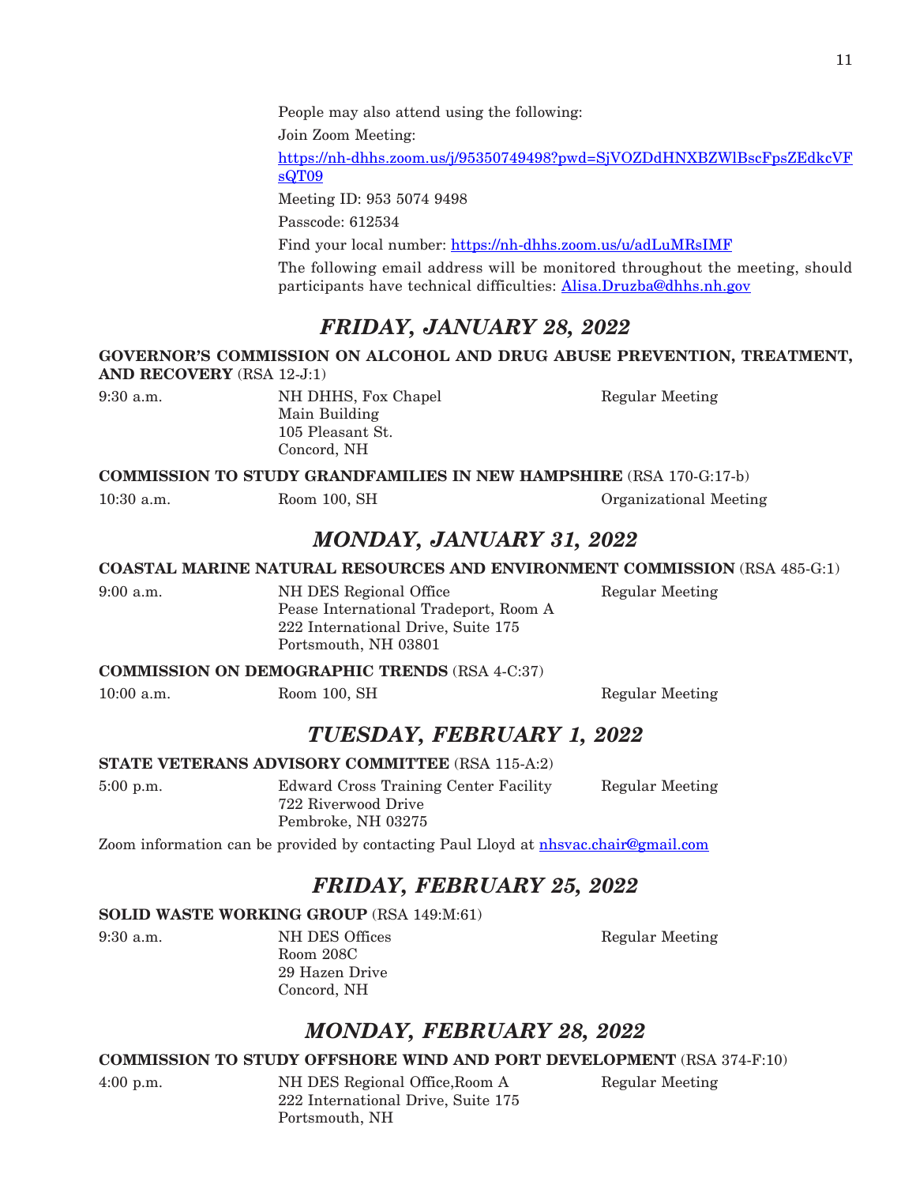People may also attend using the following:

Join Zoom Meeting:

https://nh-dhhs.zoom.us/j/95350749498?pwd=SjVOZDdHNXBZWlBscFpsZEdkcVFsQT09

Meeting ID: 953 5074 9498

Passcode: 612534

Find your local number: https://nh-dhhs.zoom.us/u/adLuMRsIMF

The following email address will be monitored throughout the meeting, should participants have technical difficulties: Alisa.Druzba@dhhs.nh.gov

## *FRIDAY, JANUARY 28, 2022*

**GOVERNOR'S COMMISSION ON ALCOHOL AND DRUG ABUSE PREVENTION, TREATMENT, AND RECOVERY** (RSA 12-J:1)

| | | |
|---|---|---|
| 9:30 a.m. | NH DHHS, Fox Chapel<br>Main Building<br>105 Pleasant St.<br>Concord, NH | Regular Meeting |

**COMMISSION TO STUDY GRANDFAMILIES IN NEW HAMPSHIRE** (RSA 170-G:17-b)

| | | |
|---|---|---|
| 10:30 a.m. | Room 100, SH | Organizational Meeting |

## *MONDAY, JANUARY 31, 2022*

**COASTAL MARINE NATURAL RESOURCES AND ENVIRONMENT COMMISSION** (RSA 485-G:1)

| | | |
|---|---|---|
| 9:00 a.m. | NH DES Regional Office<br>Pease International Tradeport, Room A<br>222 International Drive, Suite 175<br>Portsmouth, NH 03801 | Regular Meeting |

**COMMISSION ON DEMOGRAPHIC TRENDS** (RSA 4-C:37)

| | | |
|---|---|---|
| 10:00 a.m. | Room 100, SH | Regular Meeting |

## *TUESDAY, FEBRUARY 1, 2022*

**STATE VETERANS ADVISORY COMMITTEE** (RSA 115-A:2)

| | | |
|---|---|---|
| 5:00 p.m. | Edward Cross Training Center Facility<br>722 Riverwood Drive<br>Pembroke, NH 03275 | Regular Meeting |

Zoom information can be provided by contacting Paul Lloyd at nhsvac.chair@gmail.com

## *FRIDAY, FEBRUARY 25, 2022*

**SOLID WASTE WORKING GROUP** (RSA 149:M:61)

| | | |
|---|---|---|
| 9:30 a.m. | NH DES Offices<br>Room 208C<br>29 Hazen Drive<br>Concord, NH | Regular Meeting |

## *MONDAY, FEBRUARY 28, 2022*

**COMMISSION TO STUDY OFFSHORE WIND AND PORT DEVELOPMENT** (RSA 374-F:10)

| | | |
|---|---|---|
| 4:00 p.m. | NH DES Regional Office,Room A<br>222 International Drive, Suite 175<br>Portsmouth, NH | Regular Meeting |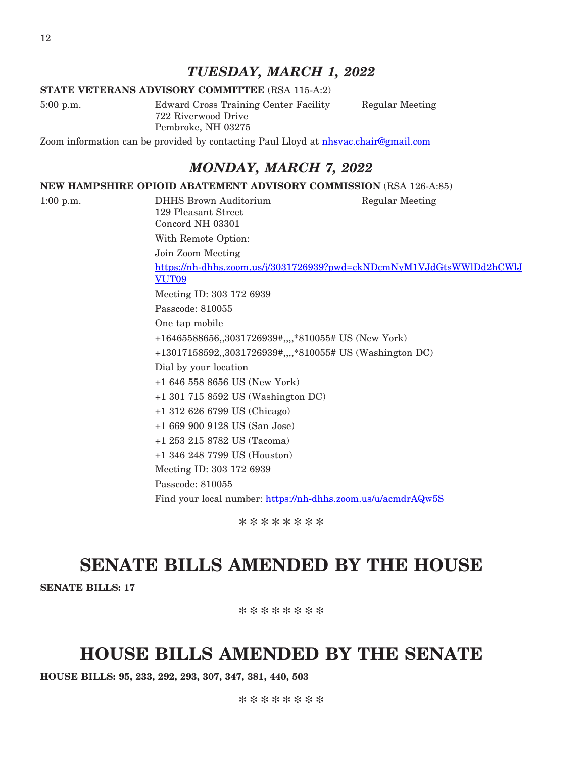## *TUESDAY, MARCH 1, 2022*

**STATE VETERANS ADVISORY COMMITTEE** (RSA 115-A:2)

5:00 p.m. Edward Cross Training Center Facility Regular Meeting
722 Riverwood Drive
Pembroke, NH 03275

Zoom information can be provided by contacting Paul Lloyd at nhsvac.chair@gmail.com

## *MONDAY, MARCH 7, 2022*

**NEW HAMPSHIRE OPIOID ABATEMENT ADVISORY COMMISSION** (RSA 126-A:85)

1:00 p.m. DHHS Brown Auditorium Regular Meeting
129 Pleasant Street
Concord NH 03301

With Remote Option:

Join Zoom Meeting

https://nh-dhhs.zoom.us/j/3031726939?pwd=ckNDcmNyM1VJdGtsWWlDd2hCWlJVUT09

Meeting ID: 303 172 6939

Passcode: 810055

One tap mobile

+16465588656,,3031726939#,,,,*810055# US (New York)

+13017158592,,3031726939#,,,,*810055# US (Washington DC)

Dial by your location

+1 646 558 8656 US (New York)

+1 301 715 8592 US (Washington DC)

+1 312 626 6799 US (Chicago)

+1 669 900 9128 US (San Jose)

+1 253 215 8782 US (Tacoma)

+1 346 248 7799 US (Houston)

Meeting ID: 303 172 6939

Passcode: 810055

Find your local number: https://nh-dhhs.zoom.us/u/acmdrAQw5S

\* \* \* \* \* \* \* \*

# SENATE BILLS AMENDED BY THE HOUSE

**SENATE BILLS: 17**

\* \* \* \* \* \* \* \*

# HOUSE BILLS AMENDED BY THE SENATE

**HOUSE BILLS: 95, 233, 292, 293, 307, 347, 381, 440, 503**

\* \* \* \* \* \* \* \*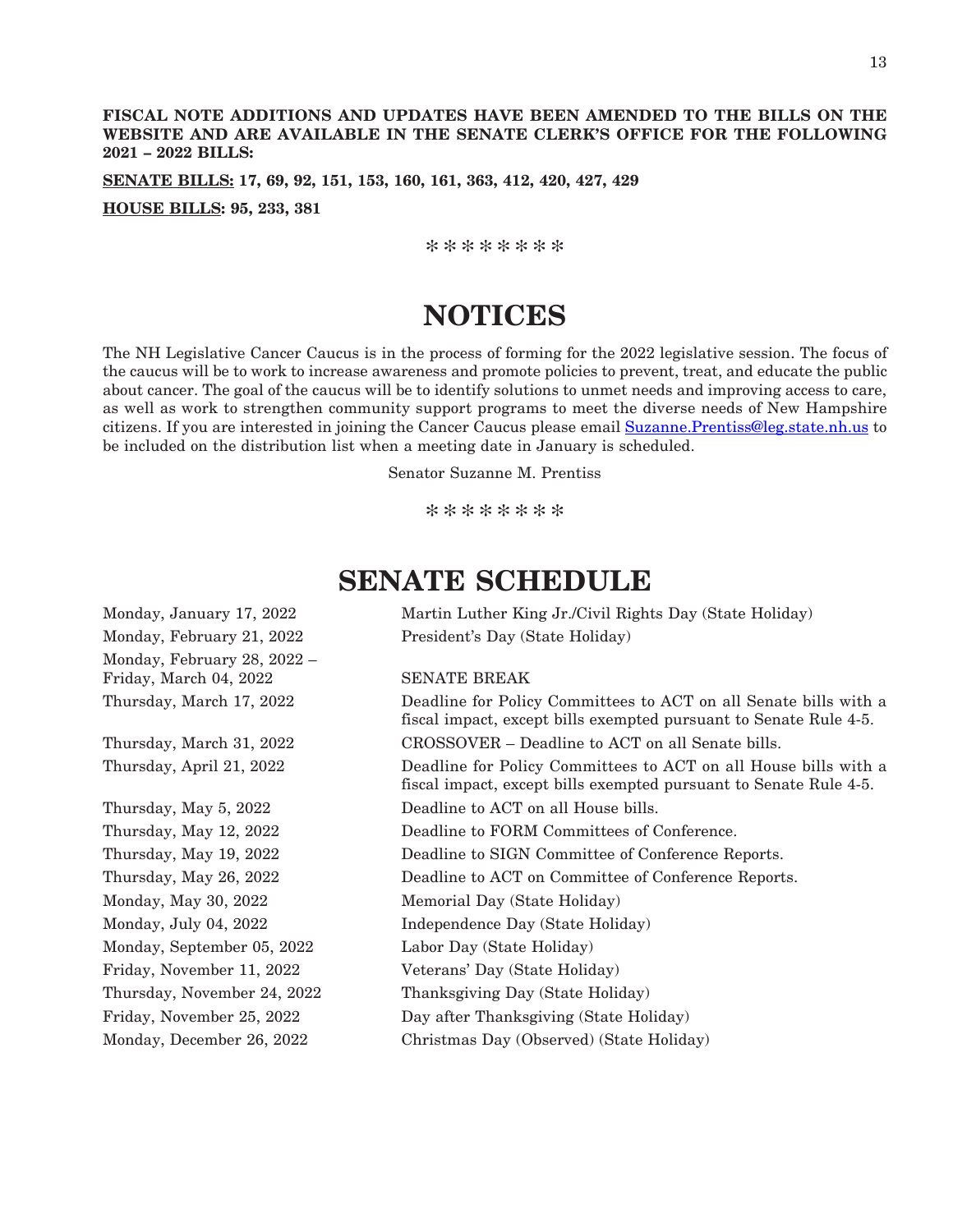**FISCAL NOTE ADDITIONS AND UPDATES HAVE BEEN AMENDED TO THE BILLS ON THE WEBSITE AND ARE AVAILABLE IN THE SENATE CLERK'S OFFICE FOR THE FOLLOWING 2021 – 2022 BILLS:**

**SENATE BILLS: 17, 69, 92, 151, 153, 160, 161, 363, 412, 420, 427, 429**

**HOUSE BILLS: 95, 233, 381**

*********

# NOTICES

The NH Legislative Cancer Caucus is in the process of forming for the 2022 legislative session. The focus of the caucus will be to work to increase awareness and promote policies to prevent, treat, and educate the public about cancer. The goal of the caucus will be to identify solutions to unmet needs and improving access to care, as well as work to strengthen community support programs to meet the diverse needs of New Hampshire citizens. If you are interested in joining the Cancer Caucus please email Suzanne.Prentiss@leg.state.nh.us to be included on the distribution list when a meeting date in January is scheduled.

Senator Suzanne M. Prentiss

*********

# SENATE SCHEDULE

| | |
|---|---|
| Monday, January 17, 2022 | Martin Luther King Jr./Civil Rights Day (State Holiday) |
| Monday, February 21, 2022 | President's Day (State Holiday) |
| Monday, February 28, 2022 – Friday, March 04, 2022 | SENATE BREAK |
| Thursday, March 17, 2022 | Deadline for Policy Committees to ACT on all Senate bills with a fiscal impact, except bills exempted pursuant to Senate Rule 4-5. |
| Thursday, March 31, 2022 | CROSSOVER – Deadline to ACT on all Senate bills. |
| Thursday, April 21, 2022 | Deadline for Policy Committees to ACT on all House bills with a fiscal impact, except bills exempted pursuant to Senate Rule 4-5. |
| Thursday, May 5, 2022 | Deadline to ACT on all House bills. |
| Thursday, May 12, 2022 | Deadline to FORM Committees of Conference. |
| Thursday, May 19, 2022 | Deadline to SIGN Committee of Conference Reports. |
| Thursday, May 26, 2022 | Deadline to ACT on Committee of Conference Reports. |
| Monday, May 30, 2022 | Memorial Day (State Holiday) |
| Monday, July 04, 2022 | Independence Day (State Holiday) |
| Monday, September 05, 2022 | Labor Day (State Holiday) |
| Friday, November 11, 2022 | Veterans' Day (State Holiday) |
| Thursday, November 24, 2022 | Thanksgiving Day (State Holiday) |
| Friday, November 25, 2022 | Day after Thanksgiving (State Holiday) |
| Monday, December 26, 2022 | Christmas Day (Observed) (State Holiday) |